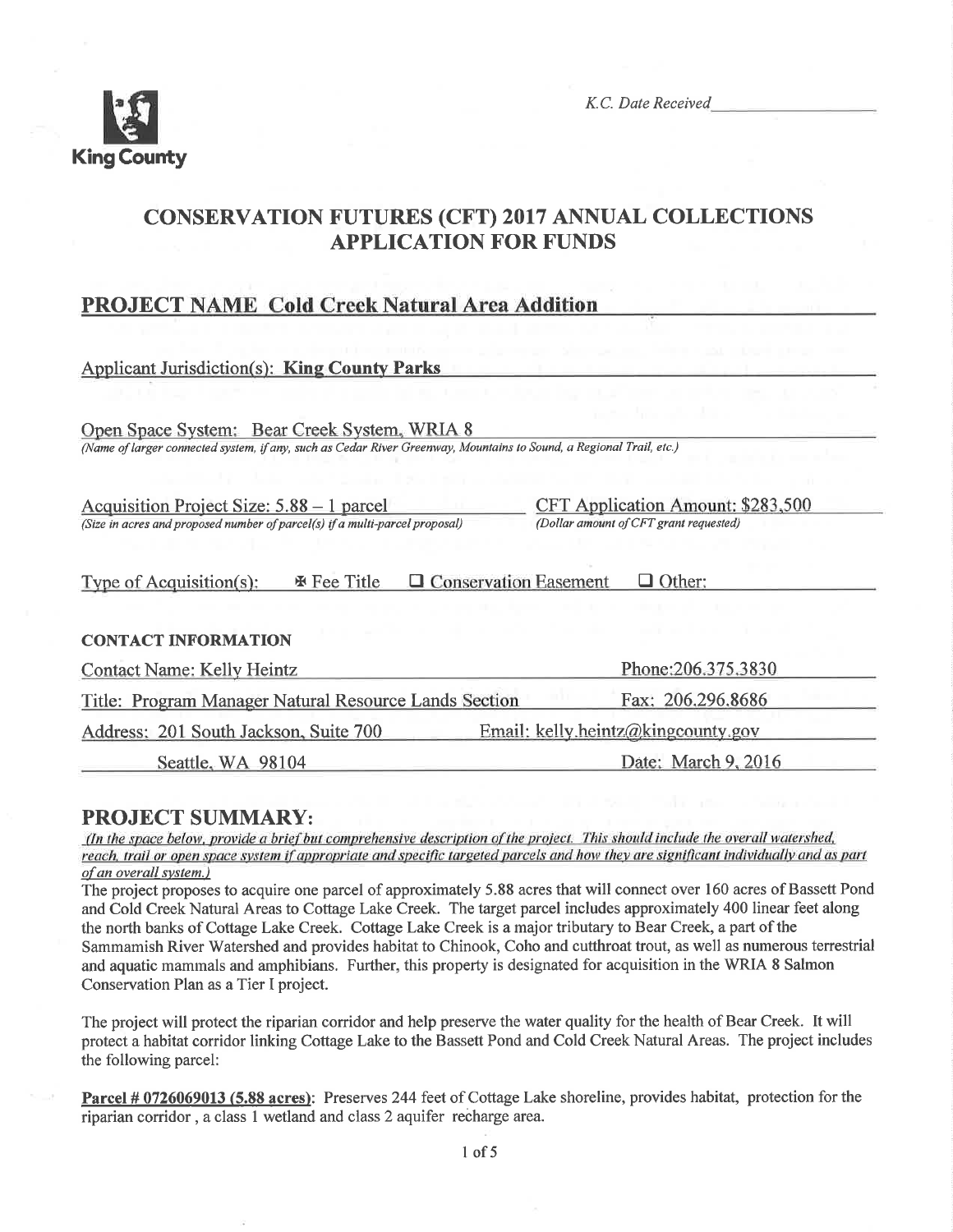King County

*K.C. Date Received* ___________________

# CONSERVATION FUTURES (CFT) 2017 ANNUAL COLLECTIONS APPLICATION FOR FUNDS

## PROJECT NAME Cold Creek Natural Area Addition

Applicant Jurisdiction(s): **King County Parks**

Open Space System: Bear Creek System, WRIA 8
*(Name of larger connected system, if any, such as Cedar River Greenway, Mountains to Sound, a Regional Trail, etc.)*

Acquisition Project Size: 5.88 – 1 parcel
*(Size in acres and proposed number of parcel(s) if a multi-parcel proposal)*

CFT Application Amount: $283,500
*(Dollar amount of CFT grant requested)*

Type of Acquisition(s): ☒ Fee Title ☐ Conservation Easement ☐ Other:

**CONTACT INFORMATION**

Contact Name: Kelly Heintz — Phone: 206.375.3830

Title: Program Manager Natural Resource Lands Section — Fax: 206.296.8686

Address: 201 South Jackson, Suite 700, Seattle, WA 98104 — Email: kelly.heintz@kingcounty.gov

Date: March 9, 2016

## PROJECT SUMMARY:

*(In the space below, provide a brief but comprehensive description of the project. This should include the overall watershed, reach, trail or open space system if appropriate and specific targeted parcels and how they are significant individually and as part of an overall system.)*

The project proposes to acquire one parcel of approximately 5.88 acres that will connect over 160 acres of Bassett Pond and Cold Creek Natural Areas to Cottage Lake Creek. The target parcel includes approximately 400 linear feet along the north banks of Cottage Lake Creek. Cottage Lake Creek is a major tributary to Bear Creek, a part of the Sammamish River Watershed and provides habitat to Chinook, Coho and cutthroat trout, as well as numerous terrestrial and aquatic mammals and amphibians. Further, this property is designated for acquisition in the WRIA 8 Salmon Conservation Plan as a Tier I project.

The project will protect the riparian corridor and help preserve the water quality for the health of Bear Creek. It will protect a habitat corridor linking Cottage Lake to the Bassett Pond and Cold Creek Natural Areas. The project includes the following parcel:

**Parcel # 0726069013 (5.88 acres)**: Preserves 244 feet of Cottage Lake shoreline, provides habitat, protection for the riparian corridor , a class 1 wetland and class 2 aquifer recharge area.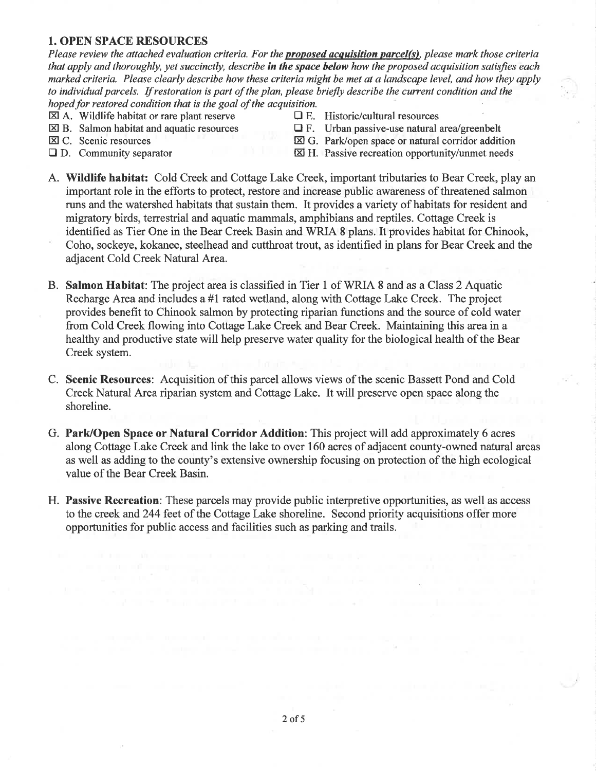## 1. OPEN SPACE RESOURCES

*Please review the attached evaluation criteria. For the* ***proposed acquisition parcel(s)****, please mark those criteria that apply and thoroughly, yet succinctly, describe* ***in the space below*** *how the proposed acquisition satisfies each marked criteria. Please clearly describe how these criteria might be met at a landscape level, and how they apply to individual parcels. If restoration is part of the plan, please briefly describe the current condition and the hoped for restored condition that is the goal of the acquisition.*

- ☒ A. Wildlife habitat or rare plant reserve
- ☒ B. Salmon habitat and aquatic resources
- ☒ C. Scenic resources
- ☐ D. Community separator
- ☐ E. Historic/cultural resources
- ☐ F. Urban passive-use natural area/greenbelt
- ☒ G. Park/open space or natural corridor addition
- ☒ H. Passive recreation opportunity/unmet needs

A. **Wildlife habitat:** Cold Creek and Cottage Lake Creek, important tributaries to Bear Creek, play an important role in the efforts to protect, restore and increase public awareness of threatened salmon runs and the watershed habitats that sustain them. It provides a variety of habitats for resident and migratory birds, terrestrial and aquatic mammals, amphibians and reptiles. Cottage Creek is identified as Tier One in the Bear Creek Basin and WRIA 8 plans. It provides habitat for Chinook, Coho, sockeye, kokanee, steelhead and cutthroat trout, as identified in plans for Bear Creek and the adjacent Cold Creek Natural Area.

B. **Salmon Habitat**: The project area is classified in Tier 1 of WRIA 8 and as a Class 2 Aquatic Recharge Area and includes a #1 rated wetland, along with Cottage Lake Creek. The project provides benefit to Chinook salmon by protecting riparian functions and the source of cold water from Cold Creek flowing into Cottage Lake Creek and Bear Creek. Maintaining this area in a healthy and productive state will help preserve water quality for the biological health of the Bear Creek system.

C. **Scenic Resources**: Acquisition of this parcel allows views of the scenic Bassett Pond and Cold Creek Natural Area riparian system and Cottage Lake. It will preserve open space along the shoreline.

G. **Park/Open Space or Natural Corridor Addition**: This project will add approximately 6 acres along Cottage Lake Creek and link the lake to over 160 acres of adjacent county-owned natural areas as well as adding to the county's extensive ownership focusing on protection of the high ecological value of the Bear Creek Basin.

H. **Passive Recreation**: These parcels may provide public interpretive opportunities, as well as access to the creek and 244 feet of the Cottage Lake shoreline. Second priority acquisitions offer more opportunities for public access and facilities such as parking and trails.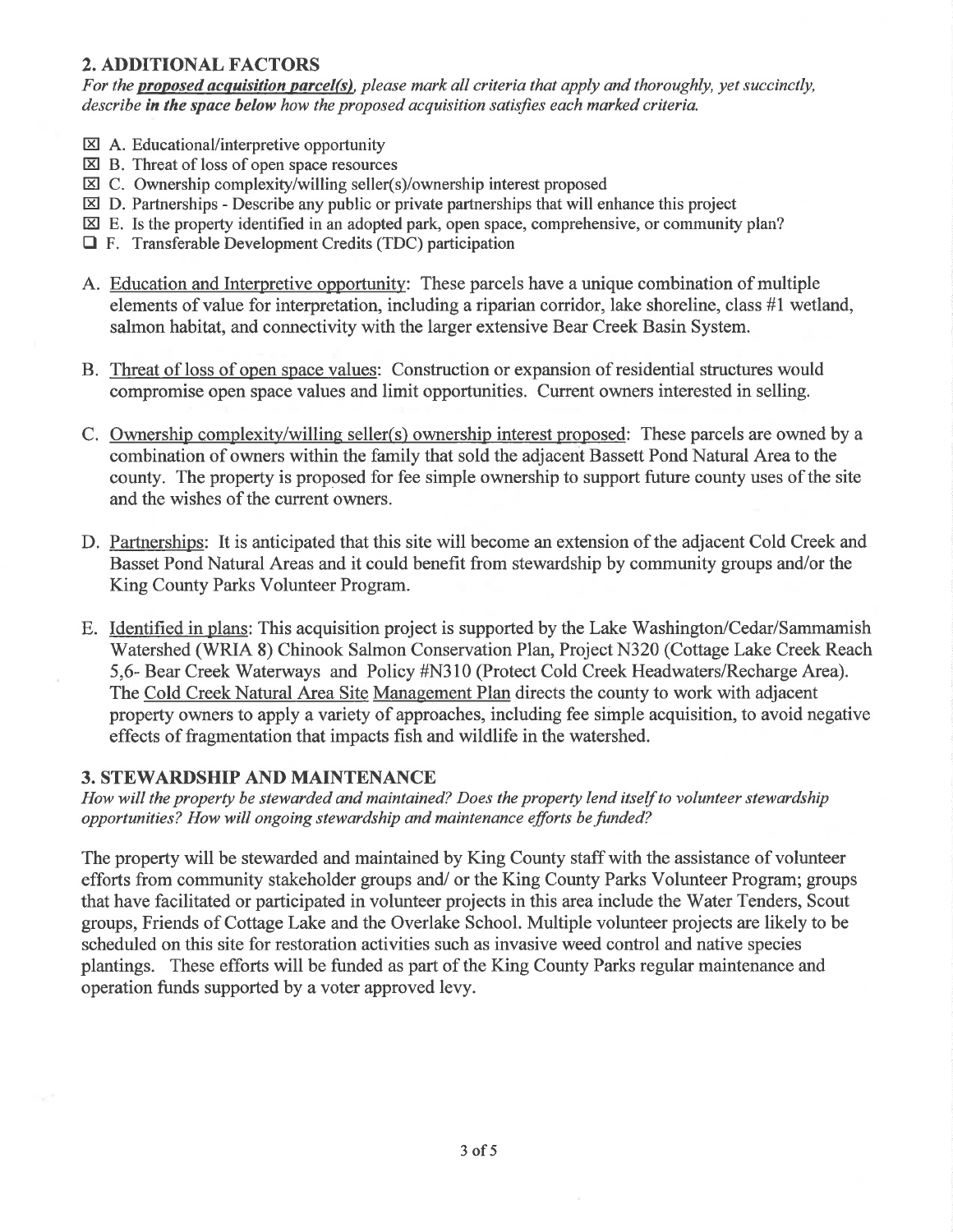## 2. ADDITIONAL FACTORS

*For the* ***proposed acquisition parcel(s)****, please mark all criteria that apply and thoroughly, yet succinctly, describe* ***in the space below*** *how the proposed acquisition satisfies each marked criteria.*

- ☒ A. Educational/interpretive opportunity
- ☒ B. Threat of loss of open space resources
- ☒ C. Ownership complexity/willing seller(s)/ownership interest proposed
- ☒ D. Partnerships - Describe any public or private partnerships that will enhance this project
- ☒ E. Is the property identified in an adopted park, open space, comprehensive, or community plan?
- ☐ F. Transferable Development Credits (TDC) participation

A. Education and Interpretive opportunity: These parcels have a unique combination of multiple elements of value for interpretation, including a riparian corridor, lake shoreline, class #1 wetland, salmon habitat, and connectivity with the larger extensive Bear Creek Basin System.

B. Threat of loss of open space values: Construction or expansion of residential structures would compromise open space values and limit opportunities. Current owners interested in selling.

C. Ownership complexity/willing seller(s) ownership interest proposed: These parcels are owned by a combination of owners within the family that sold the adjacent Bassett Pond Natural Area to the county. The property is proposed for fee simple ownership to support future county uses of the site and the wishes of the current owners.

D. Partnerships: It is anticipated that this site will become an extension of the adjacent Cold Creek and Basset Pond Natural Areas and it could benefit from stewardship by community groups and/or the King County Parks Volunteer Program.

E. Identified in plans: This acquisition project is supported by the Lake Washington/Cedar/Sammamish Watershed (WRIA 8) Chinook Salmon Conservation Plan, Project N320 (Cottage Lake Creek Reach 5,6- Bear Creek Waterways and Policy #N310 (Protect Cold Creek Headwaters/Recharge Area). The Cold Creek Natural Area Site Management Plan directs the county to work with adjacent property owners to apply a variety of approaches, including fee simple acquisition, to avoid negative effects of fragmentation that impacts fish and wildlife in the watershed.

## 3. STEWARDSHIP AND MAINTENANCE

*How will the property be stewarded and maintained? Does the property lend itself to volunteer stewardship opportunities? How will ongoing stewardship and maintenance efforts be funded?*

The property will be stewarded and maintained by King County staff with the assistance of volunteer efforts from community stakeholder groups and/ or the King County Parks Volunteer Program; groups that have facilitated or participated in volunteer projects in this area include the Water Tenders, Scout groups, Friends of Cottage Lake and the Overlake School. Multiple volunteer projects are likely to be scheduled on this site for restoration activities such as invasive weed control and native species plantings. These efforts will be funded as part of the King County Parks regular maintenance and operation funds supported by a voter approved levy.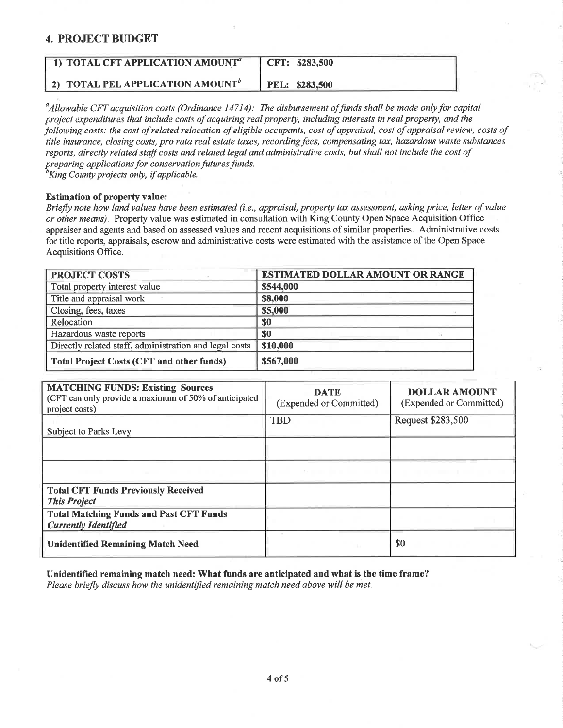## 4. PROJECT BUDGET

| | |
|---|---|
| **1) TOTAL CFT APPLICATION AMOUNT[a]** | **CFT: $283,500** |
| **2) TOTAL PEL APPLICATION AMOUNT[b]** | **PEL: $283,500** |

*[a]Allowable CFT acquisition costs (Ordinance 14714): The disbursement of funds shall be made only for capital project expenditures that include costs of acquiring real property, including interests in real property, and the following costs: the cost of related relocation of eligible occupants, cost of appraisal, cost of appraisal review, costs of title insurance, closing costs, pro rata real estate taxes, recording fees, compensating tax, hazardous waste substances reports, directly related staff costs and related legal and administrative costs, but shall not include the cost of preparing applications for conservation futures funds.*
*[b]King County projects only, if applicable.*

**Estimation of property value:**
*Briefly note how land values have been estimated (i.e., appraisal, property tax assessment, asking price, letter of value or other means).* Property value was estimated in consultation with King County Open Space Acquisition Office appraiser and agents and based on assessed values and recent acquisitions of similar properties. Administrative costs for title reports, appraisals, escrow and administrative costs were estimated with the assistance of the Open Space Acquisitions Office.

| PROJECT COSTS | ESTIMATED DOLLAR AMOUNT OR RANGE |
|---|---|
| Total property interest value | $544,000 |
| Title and appraisal work | $8,000 |
| Closing, fees, taxes | $5,000 |
| Relocation | $0 |
| Hazardous waste reports | $0 |
| Directly related staff, administration and legal costs | $10,000 |
| **Total Project Costs (CFT and other funds)** | **$567,000** |

| **MATCHING FUNDS: Existing Sources** (CFT can only provide a maximum of 50% of anticipated project costs) | **DATE** (Expended or Committed) | **DOLLAR AMOUNT** (Expended or Committed) |
|---|---|---|
| Subject to Parks Levy | TBD | Request $283,500 |
| | | |
| | | |
| **Total CFT Funds Previously Received** ***This Project*** | | |
| **Total Matching Funds and Past CFT Funds** ***Currently Identified*** | | |
| **Unidentified Remaining Match Need** | | $0 |

**Unidentified remaining match need: What funds are anticipated and what is the time frame?**
*Please briefly discuss how the unidentified remaining match need above will be met.*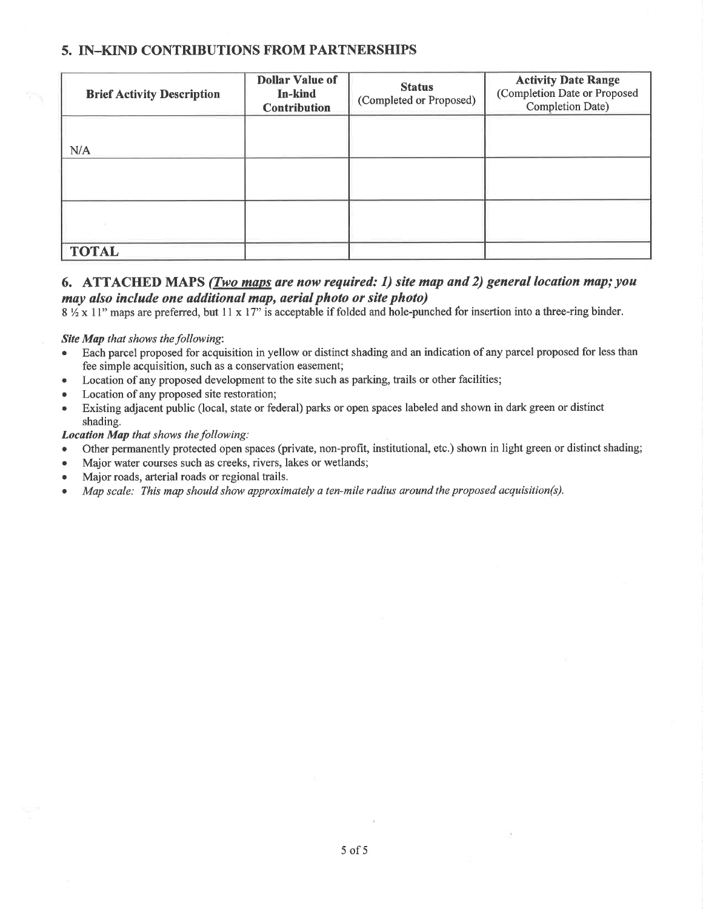## 5. IN–KIND CONTRIBUTIONS FROM PARTNERSHIPS

| Brief Activity Description | Dollar Value of In-kind Contribution | Status (Completed or Proposed) | Activity Date Range (Completion Date or Proposed Completion Date) |
|---|---|---|---|
| N/A | | | |
| | | | |
| | | | |
| **TOTAL** | | | |

## 6. ATTACHED MAPS *(Two maps are now required: 1) site map and 2) general location map; you may also include one additional map, aerial photo or site photo)*

8 ½ x 11" maps are preferred, but 11 x 17" is acceptable if folded and hole-punched for insertion into a three-ring binder.

***Site Map** that shows the following*:

- Each parcel proposed for acquisition in yellow or distinct shading and an indication of any parcel proposed for less than fee simple acquisition, such as a conservation easement;
- Location of any proposed development to the site such as parking, trails or other facilities;
- Location of any proposed site restoration;
- Existing adjacent public (local, state or federal) parks or open spaces labeled and shown in dark green or distinct shading.

***Location Map** that shows the following:*

- Other permanently protected open spaces (private, non-profit, institutional, etc.) shown in light green or distinct shading;
- Major water courses such as creeks, rivers, lakes or wetlands;
- Major roads, arterial roads or regional trails.
- *Map scale: This map should show approximately a ten-mile radius around the proposed acquisition(s).*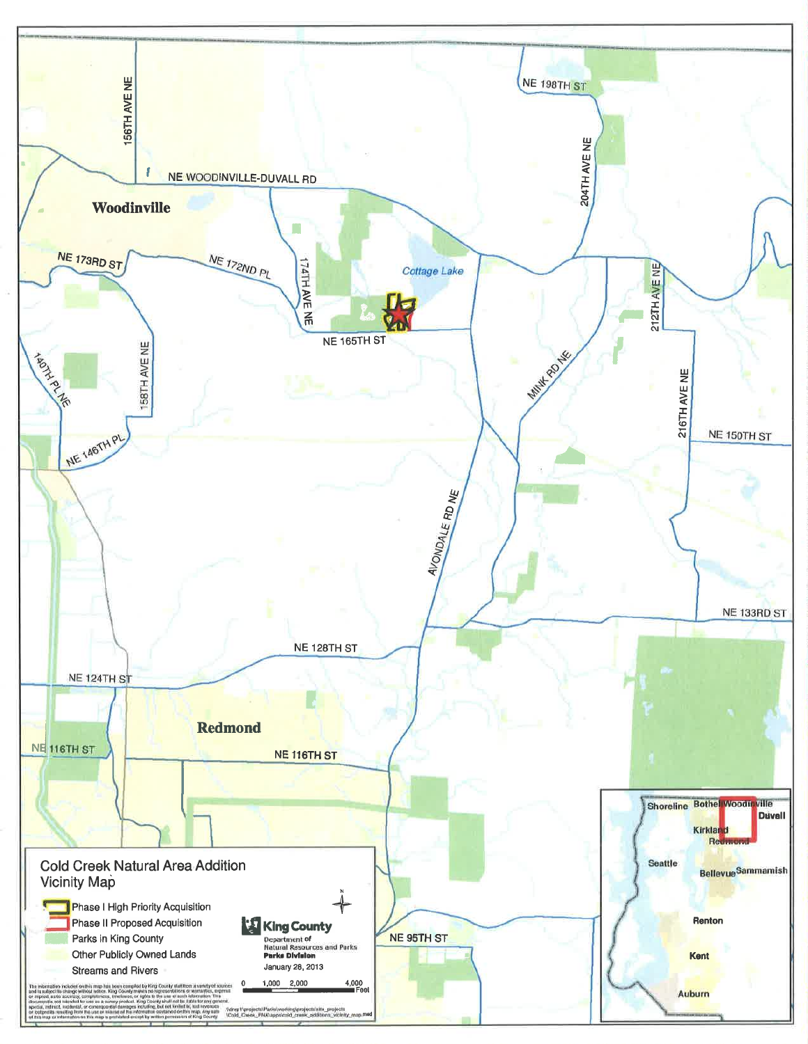# Cold Creek Natural Area Addition Vicinity Map

- Phase I High Priority Acquisition
- Phase II Proposed Acquisition
- Parks in King County
- Other Publicly Owned Lands
- Streams and Rivers

King County
Department of Natural Resources and Parks
Parks Division
January 28, 2013

0 1,000 2,000 4,000 Feet

The information included on this map has been compiled by King County staff from a variety of sources and is subject to change without notice. King County makes no representations or warranties, express or implied, as to accuracy, completeness, timeliness, or rights to the use of such information. This document is not intended for use as a survey product. King County shall not be liable for any general, special, indirect, incidental, or consequential damages including, but not limited to, lost revenues or lost profits resulting from the use or misuse of the information contained on this map. Any sale of this map or information on this map is prohibited except by written permission of King County.

\\dnrp1\projects\Parks\working\projects\site_projects\Cold_Creek_PNA\apps\cold_creek_additions_vicinity_map.mxd

Woodinville, Redmond, Cottage Lake, NE Woodinville-Duvall Rd, NE 198th St, 204th Ave NE, 156th Ave NE, NE 173rd St, NE 172nd Pl, 174th Ave NE, NE 165th St, 212th Ave NE, Mink Rd NE, 216th Ave NE, NE 150th St, 140th Pl NE, 158th Ave NE, NE 146th Pl, Avondale Rd NE, NE 133rd St, NE 128th St, NE 124th St, NE 116th St, NE 95th St

Shoreline, Bothell, Woodinville, Duvall, Kirkland, Redmond, Seattle, Bellevue, Sammamish, Renton, Kent, Auburn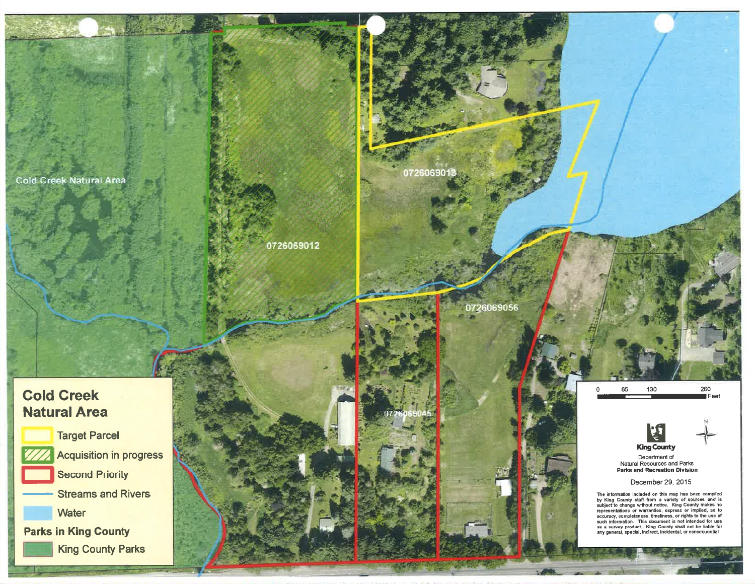Cold Creek Natural Area

0726069012

0726069013

0726069056

0726069045

## Cold Creek Natural Area

Target Parcel

Acquisition in progress

Second Priority

Streams and Rivers

Water

**Parks in King County**

King County Parks

0 65 130 260 Feet

N

King County

Department of Natural Resources and Parks
**Parks and Recreation Division**

December 29, 2015

The information included on this map has been compiled by King County staff from a variety of sources and is subject to change without notice. King County makes no representations or warranties, express or implied, as to accuracy, completeness, timeliness, or rights to the use of such information. This document is not intended for use as a survey product. King County shall not be liable for any general, special, indirect, incidental, or consequential